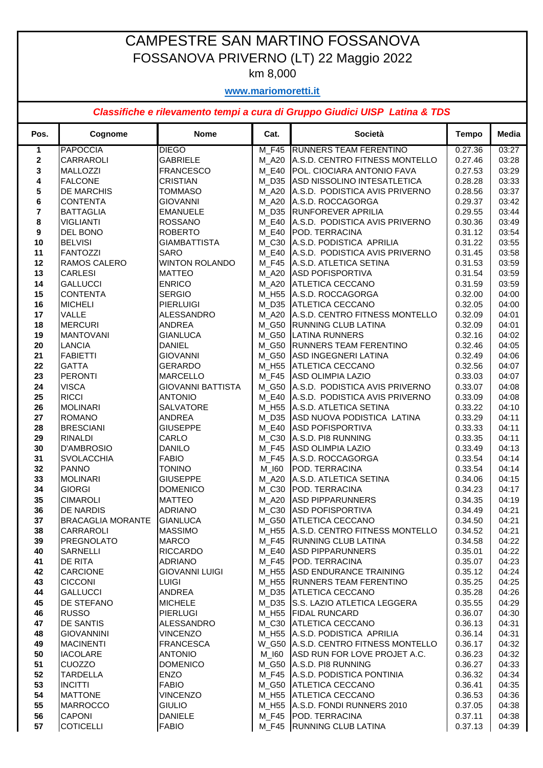# CAMPESTRE SAN MARTINO FOSSANOVA

## FOSSANOVA PRIVERNO (LT) 22 Maggio 2022

km 8,000

**www.mariomoretti.it**

***Classifiche e rilevamento tempi a cura di Gruppo Giudici UISP Latina & TDS***

| Pos. | Cognome | Nome | Cat. | Società | Tempo | Media |
|---|---|---|---|---|---|---|
| 1 | PAPOCCIA | DIEGO | M_F45 | RUNNERS TEAM FERENTINO | 0.27.36 | 03:27 |
| 2 | CARRAROLI | GABRIELE | M_A20 | A.S.D. CENTRO FITNESS MONTELLO | 0.27.46 | 03:28 |
| 3 | MALLOZZI | FRANCESCO | M_E40 | POL. CIOCIARA ANTONIO FAVA | 0.27.53 | 03:29 |
| 4 | FALCONE | CRISTIAN | M_D35 | ASD NISSOLINO INTESATLETICA | 0.28.28 | 03:33 |
| 5 | DE MARCHIS | TOMMASO | M_A20 | A.S.D. PODISTICA AVIS PRIVERNO | 0.28.56 | 03:37 |
| 6 | CONTENTA | GIOVANNI | M_A20 | A.S.D. ROCCAGORGA | 0.29.37 | 03:42 |
| 7 | BATTAGLIA | EMANUELE | M_D35 | RUNFOREVER APRILIA | 0.29.55 | 03:44 |
| 8 | VIGLIANTI | ROSSANO | M_E40 | A.S.D. PODISTICA AVIS PRIVERNO | 0.30.36 | 03:49 |
| 9 | DEL BONO | ROBERTO | M_E40 | POD. TERRACINA | 0.31.12 | 03:54 |
| 10 | BELVISI | GIAMBATTISTA | M_C30 | A.S.D. PODISTICA APRILIA | 0.31.22 | 03:55 |
| 11 | FANTOZZI | SARO | M_E40 | A.S.D. PODISTICA AVIS PRIVERNO | 0.31.45 | 03:58 |
| 12 | RAMOS CALERO | WINTON ROLANDO | M_F45 | A.S.D. ATLETICA SETINA | 0.31.53 | 03:59 |
| 13 | CARLESI | MATTEO | M_A20 | ASD POFISPORTIVA | 0.31.54 | 03:59 |
| 14 | GALLUCCI | ENRICO | M_A20 | ATLETICA CECCANO | 0.31.59 | 03:59 |
| 15 | CONTENTA | SERGIO | M_H55 | A.S.D. ROCCAGORGA | 0.32.00 | 04:00 |
| 16 | MICHELI | PIERLUIGI | M_D35 | ATLETICA CECCANO | 0.32.05 | 04:00 |
| 17 | VALLE | ALESSANDRO | M_A20 | A.S.D. CENTRO FITNESS MONTELLO | 0.32.09 | 04:01 |
| 18 | MERCURI | ANDREA | M_G50 | RUNNING CLUB LATINA | 0.32.09 | 04:01 |
| 19 | MANTOVANI | GIANLUCA | M_G50 | LATINA RUNNERS | 0.32.16 | 04:02 |
| 20 | LANCIA | DANIEL | M_G50 | RUNNERS TEAM FERENTINO | 0.32.46 | 04:05 |
| 21 | FABIETTI | GIOVANNI | M_G50 | ASD INGEGNERI LATINA | 0.32.49 | 04:06 |
| 22 | GATTA | GERARDO | M_H55 | ATLETICA CECCANO | 0.32.56 | 04:07 |
| 23 | PERONTI | MARCELLO | M_F45 | ASD OLIMPIA LAZIO | 0.33.03 | 04:07 |
| 24 | VISCA | GIOVANNI BATTISTA | M_G50 | A.S.D. PODISTICA AVIS PRIVERNO | 0.33.07 | 04:08 |
| 25 | RICCI | ANTONIO | M_E40 | A.S.D. PODISTICA AVIS PRIVERNO | 0.33.09 | 04:08 |
| 26 | MOLINARI | SALVATORE | M_H55 | A.S.D. ATLETICA SETINA | 0.33.22 | 04:10 |
| 27 | ROMANO | ANDREA | M_D35 | ASD NUOVA PODISTICA LATINA | 0.33.29 | 04:11 |
| 28 | BRESCIANI | GIUSEPPE | M_E40 | ASD POFISPORTIVA | 0.33.33 | 04:11 |
| 29 | RINALDI | CARLO | M_C30 | A.S.D. PI8 RUNNING | 0.33.35 | 04:11 |
| 30 | D'AMBROSIO | DANILO | M_F45 | ASD OLIMPIA LAZIO | 0.33.49 | 04:13 |
| 31 | SVOLACCHIA | FABIO | M_F45 | A.S.D. ROCCAGORGA | 0.33.54 | 04:14 |
| 32 | PANNO | TONINO | M_I60 | POD. TERRACINA | 0.33.54 | 04:14 |
| 33 | MOLINARI | GIUSEPPE | M_A20 | A.S.D. ATLETICA SETINA | 0.34.06 | 04:15 |
| 34 | GIORGI | DOMENICO | M_C30 | POD. TERRACINA | 0.34.23 | 04:17 |
| 35 | CIMAROLI | MATTEO | M_A20 | ASD PIPPARUNNERS | 0.34.35 | 04:19 |
| 36 | DE NARDIS | ADRIANO | M_C30 | ASD POFISPORTIVA | 0.34.49 | 04:21 |
| 37 | BRACAGLIA MORANTE | GIANLUCA | M_G50 | ATLETICA CECCANO | 0.34.50 | 04:21 |
| 38 | CARRAROLI | MASSIMO | M_H55 | A.S.D. CENTRO FITNESS MONTELLO | 0.34.52 | 04:21 |
| 39 | PREGNOLATO | MARCO | M_F45 | RUNNING CLUB LATINA | 0.34.58 | 04:22 |
| 40 | SARNELLI | RICCARDO | M_E40 | ASD PIPPARUNNERS | 0.35.01 | 04:22 |
| 41 | DE RITA | ADRIANO | M_F45 | POD. TERRACINA | 0.35.07 | 04:23 |
| 42 | CARCIONE | GIOVANNI LUIGI | M_H55 | ASD ENDURANCE TRAINING | 0.35.12 | 04:24 |
| 43 | CICCONI | LUIGI | M_H55 | RUNNERS TEAM FERENTINO | 0.35.25 | 04:25 |
| 44 | GALLUCCI | ANDREA | M_D35 | ATLETICA CECCANO | 0.35.28 | 04:26 |
| 45 | DE STEFANO | MICHELE | M_D35 | S.S. LAZIO ATLETICA LEGGERA | 0.35.55 | 04:29 |
| 46 | RUSSO | PIERLUGI | M_H55 | FIDAL RUNCARD | 0.36.07 | 04:30 |
| 47 | DE SANTIS | ALESSANDRO | M_C30 | ATLETICA CECCANO | 0.36.13 | 04:31 |
| 48 | GIOVANNINI | VINCENZO | M_H55 | A.S.D. PODISTICA APRILIA | 0.36.14 | 04:31 |
| 49 | MACINENTI | FRANCESCA | W_G50 | A.S.D. CENTRO FITNESS MONTELLO | 0.36.17 | 04:32 |
| 50 | IACOLARE | ANTONIO | M_I60 | ASD RUN FOR LOVE PROJET A.C. | 0.36.23 | 04:32 |
| 51 | CUOZZO | DOMENICO | M_G50 | A.S.D. PI8 RUNNING | 0.36.27 | 04:33 |
| 52 | TARDELLA | ENZO | M_F45 | A.S.D. PODISTICA PONTINIA | 0.36.32 | 04:34 |
| 53 | INCITTI | FABIO | M_G50 | ATLETICA CECCANO | 0.36.41 | 04:35 |
| 54 | MATTONE | VINCENZO | M_H55 | ATLETICA CECCANO | 0.36.53 | 04:36 |
| 55 | MARROCCO | GIULIO | M_H55 | A.S.D. FONDI RUNNERS 2010 | 0.37.05 | 04:38 |
| 56 | CAPONI | DANIELE | M_F45 | POD. TERRACINA | 0.37.11 | 04:38 |
| 57 | COTICELLI | FABIO | M_F45 | RUNNING CLUB LATINA | 0.37.13 | 04:39 |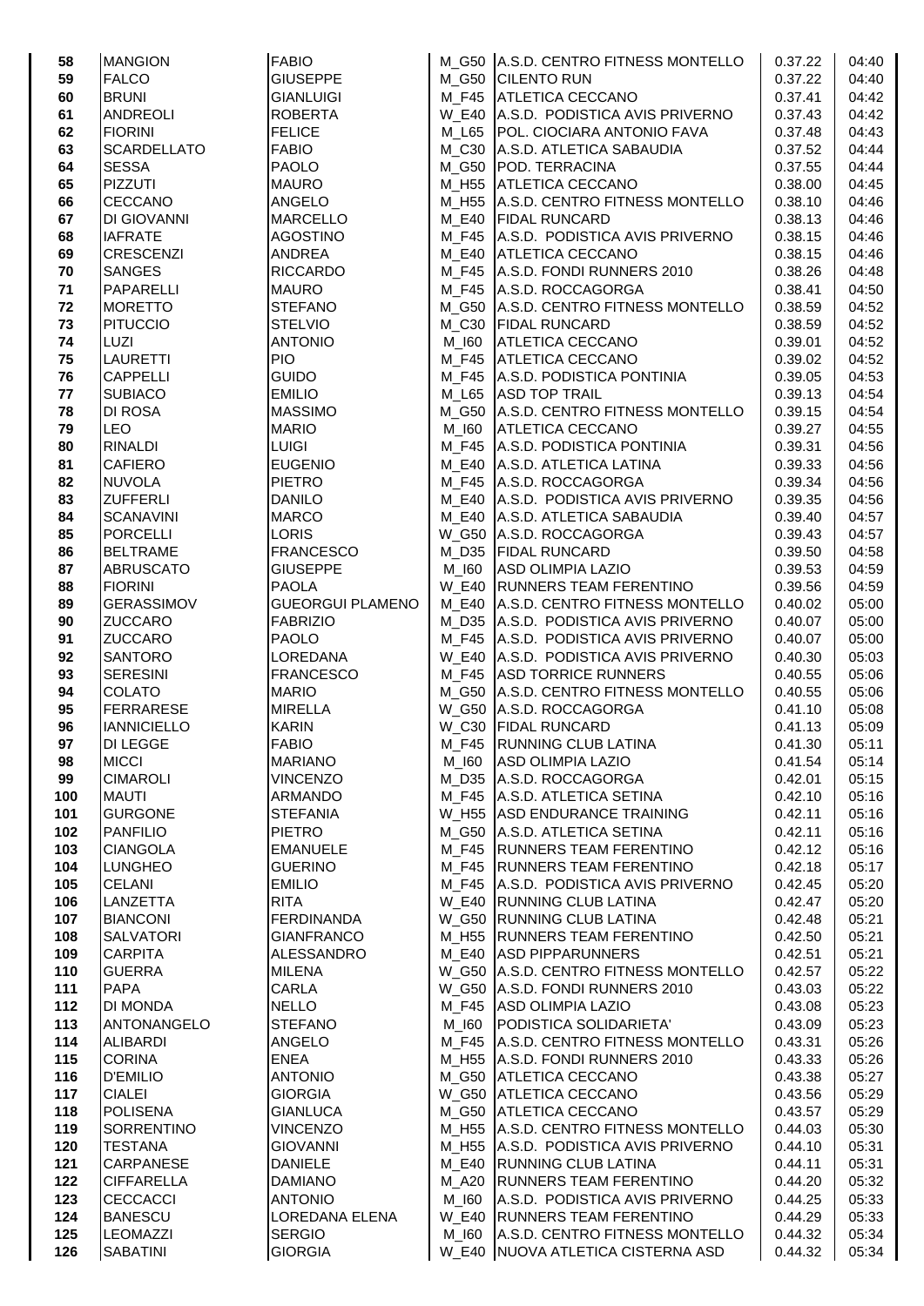| 58 | MANGION | FABIO | M_G50 | A.S.D. CENTRO FITNESS MONTELLO | 0.37.22 | 04:40 |
|---|---|---|---|---|---|---|
| 59 | FALCO | GIUSEPPE | M_G50 | CILENTO RUN | 0.37.22 | 04:40 |
| 60 | BRUNI | GIANLUIGI | M_F45 | ATLETICA CECCANO | 0.37.41 | 04:42 |
| 61 | ANDREOLI | ROBERTA | W_E40 | A.S.D. PODISTICA AVIS PRIVERNO | 0.37.43 | 04:42 |
| 62 | FIORINI | FELICE | M_L65 | POL. CIOCIARA ANTONIO FAVA | 0.37.48 | 04:43 |
| 63 | SCARDELLATO | FABIO | M_C30 | A.S.D. ATLETICA SABAUDIA | 0.37.52 | 04:44 |
| 64 | SESSA | PAOLO | M_G50 | POD. TERRACINA | 0.37.55 | 04:44 |
| 65 | PIZZUTI | MAURO | M_H55 | ATLETICA CECCANO | 0.38.00 | 04:45 |
| 66 | CECCANO | ANGELO | M_H55 | A.S.D. CENTRO FITNESS MONTELLO | 0.38.10 | 04:46 |
| 67 | DI GIOVANNI | MARCELLO | M_E40 | FIDAL RUNCARD | 0.38.13 | 04:46 |
| 68 | IAFRATE | AGOSTINO | M_F45 | A.S.D. PODISTICA AVIS PRIVERNO | 0.38.15 | 04:46 |
| 69 | CRESCENZI | ANDREA | M_E40 | ATLETICA CECCANO | 0.38.15 | 04:46 |
| 70 | SANGES | RICCARDO | M_F45 | A.S.D. FONDI RUNNERS 2010 | 0.38.26 | 04:48 |
| 71 | PAPARELLI | MAURO | M_F45 | A.S.D. ROCCAGORGA | 0.38.41 | 04:50 |
| 72 | MORETTO | STEFANO | M_G50 | A.S.D. CENTRO FITNESS MONTELLO | 0.38.59 | 04:52 |
| 73 | PITUCCIO | STELVIO | M_C30 | FIDAL RUNCARD | 0.38.59 | 04:52 |
| 74 | LUZI | ANTONIO | M_I60 | ATLETICA CECCANO | 0.39.01 | 04:52 |
| 75 | LAURETTI | PIO | M_F45 | ATLETICA CECCANO | 0.39.02 | 04:52 |
| 76 | CAPPELLI | GUIDO | M_F45 | A.S.D. PODISTICA PONTINIA | 0.39.05 | 04:53 |
| 77 | SUBIACO | EMILIO | M_L65 | ASD TOP TRAIL | 0.39.13 | 04:54 |
| 78 | DI ROSA | MASSIMO | M_G50 | A.S.D. CENTRO FITNESS MONTELLO | 0.39.15 | 04:54 |
| 79 | LEO | MARIO | M_I60 | ATLETICA CECCANO | 0.39.27 | 04:55 |
| 80 | RINALDI | LUIGI | M_F45 | A.S.D. PODISTICA PONTINIA | 0.39.31 | 04:56 |
| 81 | CAFIERO | EUGENIO | M_E40 | A.S.D. ATLETICA LATINA | 0.39.33 | 04:56 |
| 82 | NUVOLA | PIETRO | M_F45 | A.S.D. ROCCAGORGA | 0.39.34 | 04:56 |
| 83 | ZUFFERLI | DANILO | M_E40 | A.S.D. PODISTICA AVIS PRIVERNO | 0.39.35 | 04:56 |
| 84 | SCANAVINI | MARCO | M_E40 | A.S.D. ATLETICA SABAUDIA | 0.39.40 | 04:57 |
| 85 | PORCELLI | LORIS | W_G50 | A.S.D. ROCCAGORGA | 0.39.43 | 04:57 |
| 86 | BELTRAME | FRANCESCO | M_D35 | FIDAL RUNCARD | 0.39.50 | 04:58 |
| 87 | ABRUSCATO | GIUSEPPE | M_I60 | ASD OLIMPIA LAZIO | 0.39.53 | 04:59 |
| 88 | FIORINI | PAOLA | W_E40 | RUNNERS TEAM FERENTINO | 0.39.56 | 04:59 |
| 89 | GERASSIMOV | GUEORGUI PLAMENO | M_E40 | A.S.D. CENTRO FITNESS MONTELLO | 0.40.02 | 05:00 |
| 90 | ZUCCARO | FABRIZIO | M_D35 | A.S.D. PODISTICA AVIS PRIVERNO | 0.40.07 | 05:00 |
| 91 | ZUCCARO | PAOLO | M_F45 | A.S.D. PODISTICA AVIS PRIVERNO | 0.40.07 | 05:00 |
| 92 | SANTORO | LOREDANA | W_E40 | A.S.D. PODISTICA AVIS PRIVERNO | 0.40.30 | 05:03 |
| 93 | SERESINI | FRANCESCO | M_F45 | ASD TORRICE RUNNERS | 0.40.55 | 05:06 |
| 94 | COLATO | MARIO | M_G50 | A.S.D. CENTRO FITNESS MONTELLO | 0.40.55 | 05:06 |
| 95 | FERRARESE | MIRELLA | W_G50 | A.S.D. ROCCAGORGA | 0.41.10 | 05:08 |
| 96 | IANNICIELLO | KARIN | W_C30 | FIDAL RUNCARD | 0.41.13 | 05:09 |
| 97 | DI LEGGE | FABIO | M_F45 | RUNNING CLUB LATINA | 0.41.30 | 05:11 |
| 98 | MICCI | MARIANO | M_I60 | ASD OLIMPIA LAZIO | 0.41.54 | 05:14 |
| 99 | CIMAROLI | VINCENZO | M_D35 | A.S.D. ROCCAGORGA | 0.42.01 | 05:15 |
| 100 | MAUTI | ARMANDO | M_F45 | A.S.D. ATLETICA SETINA | 0.42.10 | 05:16 |
| 101 | GURGONE | STEFANIA | W_H55 | ASD ENDURANCE TRAINING | 0.42.11 | 05:16 |
| 102 | PANFILIO | PIETRO | M_G50 | A.S.D. ATLETICA SETINA | 0.42.11 | 05:16 |
| 103 | CIANGOLA | EMANUELE | M_F45 | RUNNERS TEAM FERENTINO | 0.42.12 | 05:16 |
| 104 | LUNGHEO | GUERINO | M_F45 | RUNNERS TEAM FERENTINO | 0.42.18 | 05:17 |
| 105 | CELANI | EMILIO | M_F45 | A.S.D. PODISTICA AVIS PRIVERNO | 0.42.45 | 05:20 |
| 106 | LANZETTA | RITA | W_E40 | RUNNING CLUB LATINA | 0.42.47 | 05:20 |
| 107 | BIANCONI | FERDINANDA | W_G50 | RUNNING CLUB LATINA | 0.42.48 | 05:21 |
| 108 | SALVATORI | GIANFRANCO | M_H55 | RUNNERS TEAM FERENTINO | 0.42.50 | 05:21 |
| 109 | CARPITA | ALESSANDRO | M_E40 | ASD PIPPARUNNERS | 0.42.51 | 05:21 |
| 110 | GUERRA | MILENA | W_G50 | A.S.D. CENTRO FITNESS MONTELLO | 0.42.57 | 05:22 |
| 111 | PAPA | CARLA | W_G50 | A.S.D. FONDI RUNNERS 2010 | 0.43.03 | 05:22 |
| 112 | DI MONDA | NELLO | M_F45 | ASD OLIMPIA LAZIO | 0.43.08 | 05:23 |
| 113 | ANTONANGELO | STEFANO | M_I60 | PODISTICA SOLIDARIETA' | 0.43.09 | 05:23 |
| 114 | ALIBARDI | ANGELO | M_F45 | A.S.D. CENTRO FITNESS MONTELLO | 0.43.31 | 05:26 |
| 115 | CORINA | ENEA | M_H55 | A.S.D. FONDI RUNNERS 2010 | 0.43.33 | 05:26 |
| 116 | D'EMILIO | ANTONIO | M_G50 | ATLETICA CECCANO | 0.43.38 | 05:27 |
| 117 | CIALEI | GIORGIA | W_G50 | ATLETICA CECCANO | 0.43.56 | 05:29 |
| 118 | POLISENA | GIANLUCA | M_G50 | ATLETICA CECCANO | 0.43.57 | 05:29 |
| 119 | SORRENTINO | VINCENZO | M_H55 | A.S.D. CENTRO FITNESS MONTELLO | 0.44.03 | 05:30 |
| 120 | TESTANA | GIOVANNI | M_H55 | A.S.D. PODISTICA AVIS PRIVERNO | 0.44.10 | 05:31 |
| 121 | CARPANESE | DANIELE | M_E40 | RUNNING CLUB LATINA | 0.44.11 | 05:31 |
| 122 | CIFFARELLA | DAMIANO | M_A20 | RUNNERS TEAM FERENTINO | 0.44.20 | 05:32 |
| 123 | CECCACCI | ANTONIO | M_I60 | A.S.D. PODISTICA AVIS PRIVERNO | 0.44.25 | 05:33 |
| 124 | BANESCU | LOREDANA ELENA | W_E40 | RUNNERS TEAM FERENTINO | 0.44.29 | 05:33 |
| 125 | LEOMAZZI | SERGIO | M_I60 | A.S.D. CENTRO FITNESS MONTELLO | 0.44.32 | 05:34 |
| 126 | SABATINI | GIORGIA | W_E40 | NUOVA ATLETICA CISTERNA ASD | 0.44.32 | 05:34 |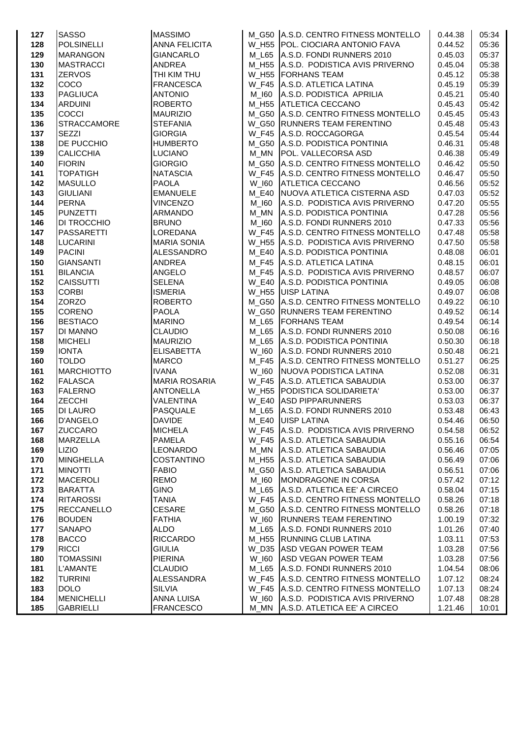| | | | | | | |
|---|---|---|---|---|---|---|
| 127 | SASSO | MASSIMO | M_G50 | A.S.D. CENTRO FITNESS MONTELLO | 0.44.38 | 05:34 |
| 128 | POLSINELLI | ANNA FELICITA | W_H55 | POL. CIOCIARA ANTONIO FAVA | 0.44.52 | 05:36 |
| 129 | MARANGON | GIANCARLO | M_L65 | A.S.D. FONDI RUNNERS 2010 | 0.45.03 | 05:37 |
| 130 | MASTRACCI | ANDREA | M_H55 | A.S.D. PODISTICA AVIS PRIVERNO | 0.45.04 | 05:38 |
| 131 | ZERVOS | THI KIM THU | W_H55 | FORHANS TEAM | 0.45.12 | 05:38 |
| 132 | COCO | FRANCESCA | W_F45 | A.S.D. ATLETICA LATINA | 0.45.19 | 05:39 |
| 133 | PAGLIUCA | ANTONIO | M_I60 | A.S.D. PODISTICA APRILIA | 0.45.21 | 05:40 |
| 134 | ARDUINI | ROBERTO | M_H55 | ATLETICA CECCANO | 0.45.43 | 05:42 |
| 135 | COCCI | MAURIZIO | M_G50 | A.S.D. CENTRO FITNESS MONTELLO | 0.45.45 | 05:43 |
| 136 | STRACCAMORE | STEFANIA | W_G50 | RUNNERS TEAM FERENTINO | 0.45.48 | 05:43 |
| 137 | SEZZI | GIORGIA | W_F45 | A.S.D. ROCCAGORGA | 0.45.54 | 05:44 |
| 138 | DE PUCCHIO | HUMBERTO | M_G50 | A.S.D. PODISTICA PONTINIA | 0.46.31 | 05:48 |
| 139 | CALICCHIA | LUCIANO | M_MN | POL. VALLECORSA ASD | 0.46.38 | 05:49 |
| 140 | FIORIN | GIORGIO | M_G50 | A.S.D. CENTRO FITNESS MONTELLO | 0.46.42 | 05:50 |
| 141 | TOPATIGH | NATASCIA | W_F45 | A.S.D. CENTRO FITNESS MONTELLO | 0.46.47 | 05:50 |
| 142 | MASULLO | PAOLA | W_I60 | ATLETICA CECCANO | 0.46.56 | 05:52 |
| 143 | GIULIANI | EMANUELE | M_E40 | NUOVA ATLETICA CISTERNA ASD | 0.47.03 | 05:52 |
| 144 | PERNA | VINCENZO | M_I60 | A.S.D. PODISTICA AVIS PRIVERNO | 0.47.20 | 05:55 |
| 145 | PUNZETTI | ARMANDO | M_MN | A.S.D. PODISTICA PONTINIA | 0.47.28 | 05:56 |
| 146 | DI TROCCHIO | BRUNO | M_I60 | A.S.D. FONDI RUNNERS 2010 | 0.47.33 | 05:56 |
| 147 | PASSARETTI | LOREDANA | W_F45 | A.S.D. CENTRO FITNESS MONTELLO | 0.47.48 | 05:58 |
| 148 | LUCARINI | MARIA SONIA | W_H55 | A.S.D. PODISTICA AVIS PRIVERNO | 0.47.50 | 05:58 |
| 149 | PACINI | ALESSANDRO | M_E40 | A.S.D. PODISTICA PONTINIA | 0.48.08 | 06:01 |
| 150 | GIANSANTI | ANDREA | M_F45 | A.S.D. ATLETICA LATINA | 0.48.15 | 06:01 |
| 151 | BILANCIA | ANGELO | M_F45 | A.S.D. PODISTICA AVIS PRIVERNO | 0.48.57 | 06:07 |
| 152 | CAISSUTTI | SELENA | W_E40 | A.S.D. PODISTICA PONTINIA | 0.49.05 | 06:08 |
| 153 | CORBI | ISMERIA | W_H55 | UISP LATINA | 0.49.07 | 06:08 |
| 154 | ZORZO | ROBERTO | M_G50 | A.S.D. CENTRO FITNESS MONTELLO | 0.49.22 | 06:10 |
| 155 | CORENO | PAOLA | W_G50 | RUNNERS TEAM FERENTINO | 0.49.52 | 06:14 |
| 156 | BESTIACO | MARINO | M_L65 | FORHANS TEAM | 0.49.54 | 06:14 |
| 157 | DI MANNO | CLAUDIO | M_L65 | A.S.D. FONDI RUNNERS 2010 | 0.50.08 | 06:16 |
| 158 | MICHELI | MAURIZIO | M_L65 | A.S.D. PODISTICA PONTINIA | 0.50.30 | 06:18 |
| 159 | IONTA | ELISABETTA | W_I60 | A.S.D. FONDI RUNNERS 2010 | 0.50.48 | 06:21 |
| 160 | TOLDO | MARCO | M_F45 | A.S.D. CENTRO FITNESS MONTELLO | 0.51.27 | 06:25 |
| 161 | MARCHIOTTO | IVANA | W_I60 | NUOVA PODISTICA LATINA | 0.52.08 | 06:31 |
| 162 | FALASCA | MARIA ROSARIA | W_F45 | A.S.D. ATLETICA SABAUDIA | 0.53.00 | 06:37 |
| 163 | FALERNO | ANTONELLA | W_H55 | PODISTICA SOLIDARIETA' | 0.53.00 | 06:37 |
| 164 | ZECCHI | VALENTINA | W_E40 | ASD PIPPARUNNERS | 0.53.03 | 06:37 |
| 165 | DI LAURO | PASQUALE | M_L65 | A.S.D. FONDI RUNNERS 2010 | 0.53.48 | 06:43 |
| 166 | D'ANGELO | DAVIDE | M_E40 | UISP LATINA | 0.54.46 | 06:50 |
| 167 | ZUCCARO | MICHELA | W_F45 | A.S.D. PODISTICA AVIS PRIVERNO | 0.54.58 | 06:52 |
| 168 | MARZELLA | PAMELA | W_F45 | A.S.D. ATLETICA SABAUDIA | 0.55.16 | 06:54 |
| 169 | LIZIO | LEONARDO | M_MN | A.S.D. ATLETICA SABAUDIA | 0.56.46 | 07:05 |
| 170 | MINGHELLA | COSTANTINO | M_H55 | A.S.D. ATLETICA SABAUDIA | 0.56.49 | 07:06 |
| 171 | MINOTTI | FABIO | M_G50 | A.S.D. ATLETICA SABAUDIA | 0.56.51 | 07:06 |
| 172 | MACEROLI | REMO | M_I60 | MONDRAGONE IN CORSA | 0.57.42 | 07:12 |
| 173 | BARATTA | GINO | M_L65 | A.S.D. ATLETICA EE' A CIRCEO | 0.58.04 | 07:15 |
| 174 | RITAROSSI | TANIA | W_F45 | A.S.D. CENTRO FITNESS MONTELLO | 0.58.26 | 07:18 |
| 175 | RECCANELLO | CESARE | M_G50 | A.S.D. CENTRO FITNESS MONTELLO | 0.58.26 | 07:18 |
| 176 | BOUDEN | FATHIA | W_I60 | RUNNERS TEAM FERENTINO | 1.00.19 | 07:32 |
| 177 | SANAPO | ALDO | M_L65 | A.S.D. FONDI RUNNERS 2010 | 1.01.26 | 07:40 |
| 178 | BACCO | RICCARDO | M_H55 | RUNNING CLUB LATINA | 1.03.11 | 07:53 |
| 179 | RICCI | GIULIA | W_D35 | ASD VEGAN POWER TEAM | 1.03.28 | 07:56 |
| 180 | TOMASSINI | PIERINA | W_I60 | ASD VEGAN POWER TEAM | 1.03.28 | 07:56 |
| 181 | L'AMANTE | CLAUDIO | M_L65 | A.S.D. FONDI RUNNERS 2010 | 1.04.54 | 08:06 |
| 182 | TURRINI | ALESSANDRA | W_F45 | A.S.D. CENTRO FITNESS MONTELLO | 1.07.12 | 08:24 |
| 183 | DOLO | SILVIA | W_F45 | A.S.D. CENTRO FITNESS MONTELLO | 1.07.13 | 08:24 |
| 184 | MENICHELLI | ANNA LUISA | W_I60 | A.S.D. PODISTICA AVIS PRIVERNO | 1.07.48 | 08:28 |
| 185 | GABRIELLI | FRANCESCO | M_MN | A.S.D. ATLETICA EE' A CIRCEO | 1.21.46 | 10:01 |